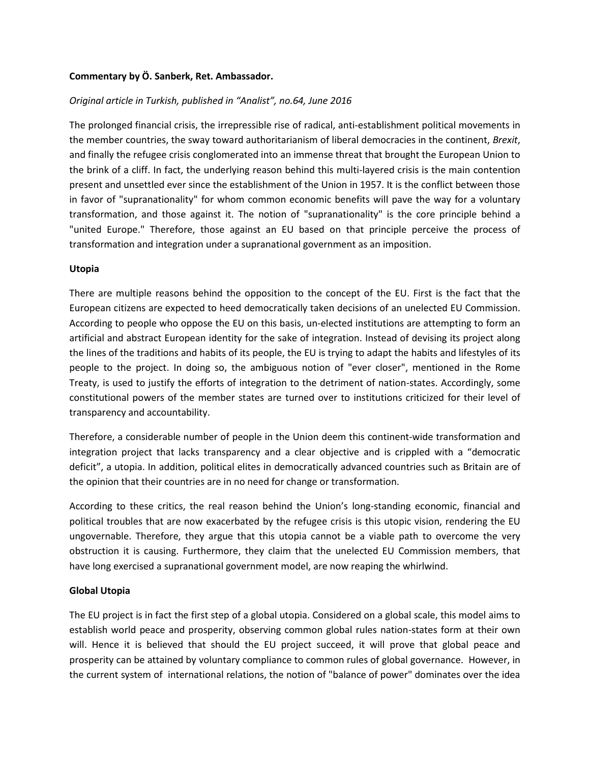**Commentary by Ö. Sanberk, Ret. Ambassador.**

*Original article in Turkish, published in "Analist", no.64, June 2016*

The prolonged financial crisis, the irrepressible rise of radical, anti-establishment political movements in the member countries, the sway toward authoritarianism of liberal democracies in the continent, *Brexit*, and finally the refugee crisis conglomerated into an immense threat that brought the European Union to the brink of a cliff. In fact, the underlying reason behind this multi-layered crisis is the main contention present and unsettled ever since the establishment of the Union in 1957. It is the conflict between those in favor of "supranationality" for whom common economic benefits will pave the way for a voluntary transformation, and those against it. The notion of "supranationality" is the core principle behind a "united Europe." Therefore, those against an EU based on that principle perceive the process of transformation and integration under a supranational government as an imposition.

**Utopia**

There are multiple reasons behind the opposition to the concept of the EU. First is the fact that the European citizens are expected to heed democratically taken decisions of an unelected EU Commission. According to people who oppose the EU on this basis, un-elected institutions are attempting to form an artificial and abstract European identity for the sake of integration. Instead of devising its project along the lines of the traditions and habits of its people, the EU is trying to adapt the habits and lifestyles of its people to the project. In doing so, the ambiguous notion of "ever closer", mentioned in the Rome Treaty, is used to justify the efforts of integration to the detriment of nation-states. Accordingly, some constitutional powers of the member states are turned over to institutions criticized for their level of transparency and accountability.

Therefore, a considerable number of people in the Union deem this continent-wide transformation and integration project that lacks transparency and a clear objective and is crippled with a "democratic deficit", a utopia. In addition, political elites in democratically advanced countries such as Britain are of the opinion that their countries are in no need for change or transformation.

According to these critics, the real reason behind the Union's long-standing economic, financial and political troubles that are now exacerbated by the refugee crisis is this utopic vision, rendering the EU ungovernable. Therefore, they argue that this utopia cannot be a viable path to overcome the very obstruction it is causing. Furthermore, they claim that the unelected EU Commission members, that have long exercised a supranational government model, are now reaping the whirlwind.

**Global Utopia**

The EU project is in fact the first step of a global utopia. Considered on a global scale, this model aims to establish world peace and prosperity, observing common global rules nation-states form at their own will. Hence it is believed that should the EU project succeed, it will prove that global peace and prosperity can be attained by voluntary compliance to common rules of global governance. However, in the current system of international relations, the notion of "balance of power" dominates over the idea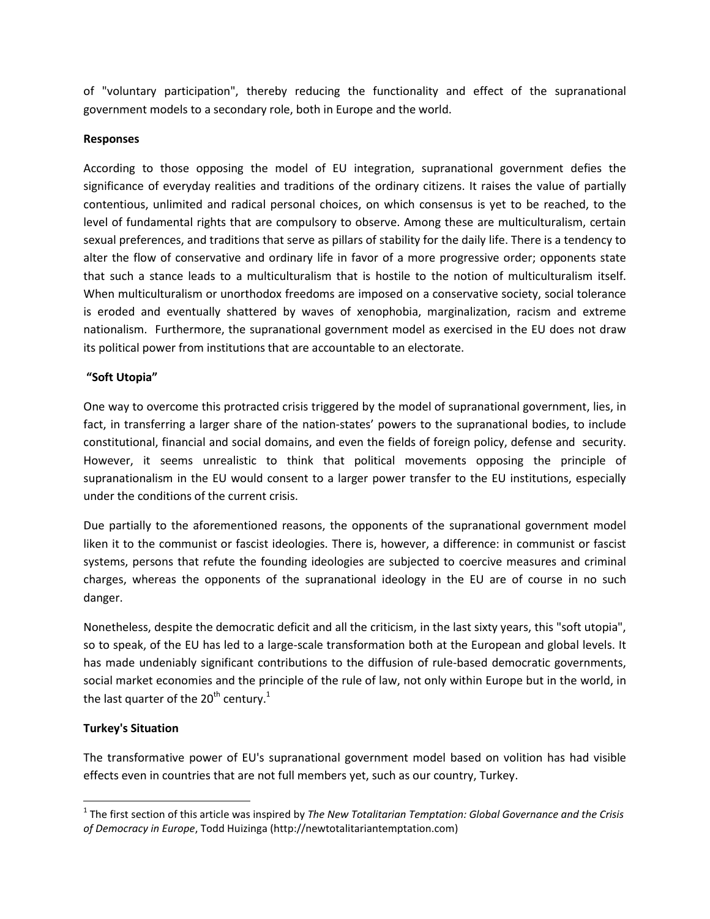of "voluntary participation", thereby reducing the functionality and effect of the supranational government models to a secondary role, both in Europe and the world.

**Responses**

According to those opposing the model of EU integration, supranational government defies the significance of everyday realities and traditions of the ordinary citizens. It raises the value of partially contentious, unlimited and radical personal choices, on which consensus is yet to be reached, to the level of fundamental rights that are compulsory to observe. Among these are multiculturalism, certain sexual preferences, and traditions that serve as pillars of stability for the daily life. There is a tendency to alter the flow of conservative and ordinary life in favor of a more progressive order; opponents state that such a stance leads to a multiculturalism that is hostile to the notion of multiculturalism itself. When multiculturalism or unorthodox freedoms are imposed on a conservative society, social tolerance is eroded and eventually shattered by waves of xenophobia, marginalization, racism and extreme nationalism. Furthermore, the supranational government model as exercised in the EU does not draw its political power from institutions that are accountable to an electorate.

**"Soft Utopia"**

One way to overcome this protracted crisis triggered by the model of supranational government, lies, in fact, in transferring a larger share of the nation-states' powers to the supranational bodies, to include constitutional, financial and social domains, and even the fields of foreign policy, defense and security. However, it seems unrealistic to think that political movements opposing the principle of supranationalism in the EU would consent to a larger power transfer to the EU institutions, especially under the conditions of the current crisis.

Due partially to the aforementioned reasons, the opponents of the supranational government model liken it to the communist or fascist ideologies. There is, however, a difference: in communist or fascist systems, persons that refute the founding ideologies are subjected to coercive measures and criminal charges, whereas the opponents of the supranational ideology in the EU are of course in no such danger.

Nonetheless, despite the democratic deficit and all the criticism, in the last sixty years, this "soft utopia", so to speak, of the EU has led to a large-scale transformation both at the European and global levels. It has made undeniably significant contributions to the diffusion of rule-based democratic governments, social market economies and the principle of the rule of law, not only within Europe but in the world, in the last quarter of the 20th century.[1]

**Turkey's Situation**

The transformative power of EU's supranational government model based on volition has had visible effects even in countries that are not full members yet, such as our country, Turkey.

[1] The first section of this article was inspired by *The New Totalitarian Temptation: Global Governance and the Crisis of Democracy in Europe*, Todd Huizinga (http://newtotalitariantemptation.com)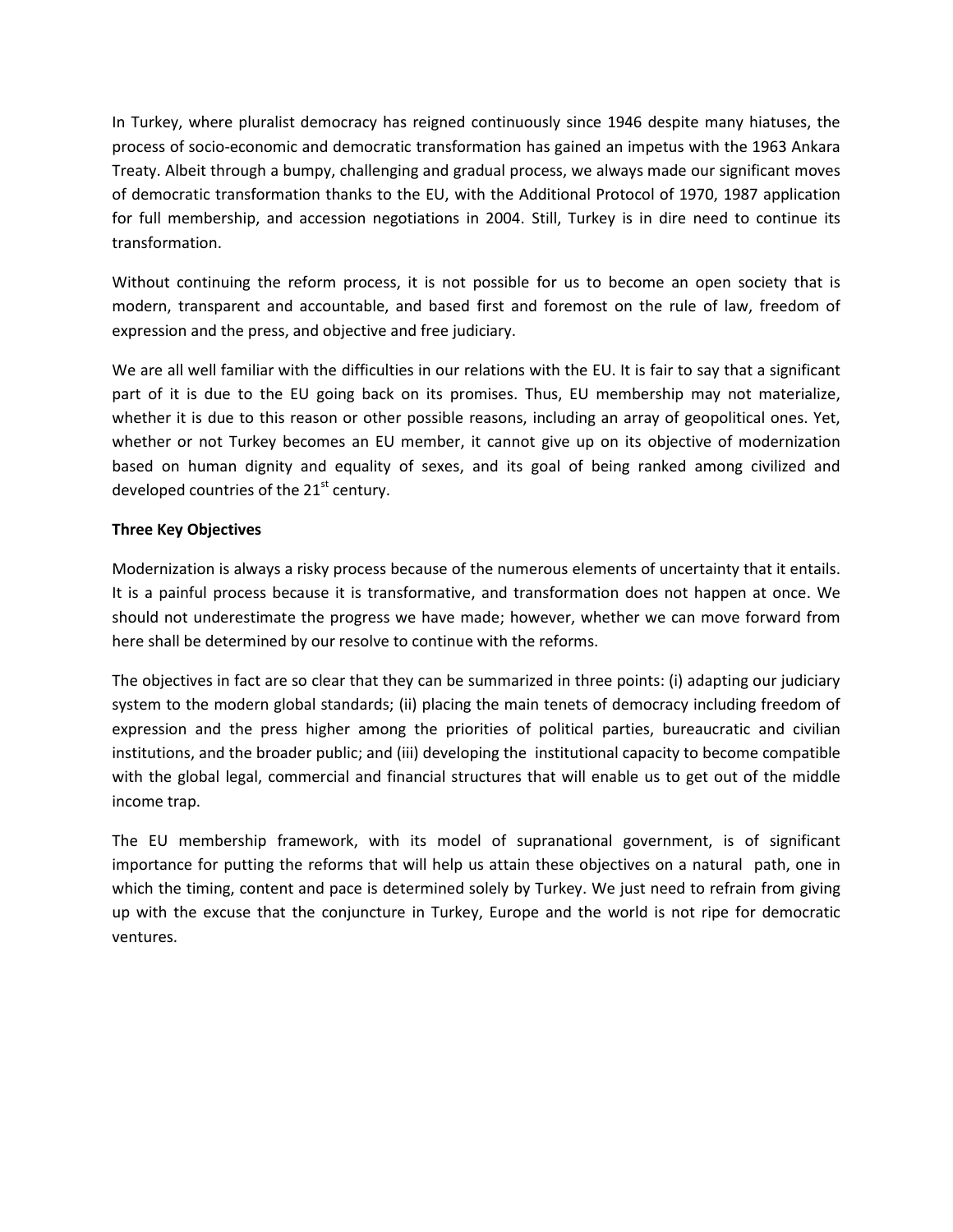In Turkey, where pluralist democracy has reigned continuously since 1946 despite many hiatuses, the process of socio-economic and democratic transformation has gained an impetus with the 1963 Ankara Treaty. Albeit through a bumpy, challenging and gradual process, we always made our significant moves of democratic transformation thanks to the EU, with the Additional Protocol of 1970, 1987 application for full membership, and accession negotiations in 2004. Still, Turkey is in dire need to continue its transformation.

Without continuing the reform process, it is not possible for us to become an open society that is modern, transparent and accountable, and based first and foremost on the rule of law, freedom of expression and the press, and objective and free judiciary.

We are all well familiar with the difficulties in our relations with the EU. It is fair to say that a significant part of it is due to the EU going back on its promises. Thus, EU membership may not materialize, whether it is due to this reason or other possible reasons, including an array of geopolitical ones. Yet, whether or not Turkey becomes an EU member, it cannot give up on its objective of modernization based on human dignity and equality of sexes, and its goal of being ranked among civilized and developed countries of the 21st century.

**Three Key Objectives**

Modernization is always a risky process because of the numerous elements of uncertainty that it entails. It is a painful process because it is transformative, and transformation does not happen at once. We should not underestimate the progress we have made; however, whether we can move forward from here shall be determined by our resolve to continue with the reforms.

The objectives in fact are so clear that they can be summarized in three points: (i) adapting our judiciary system to the modern global standards; (ii) placing the main tenets of democracy including freedom of expression and the press higher among the priorities of political parties, bureaucratic and civilian institutions, and the broader public; and (iii) developing the institutional capacity to become compatible with the global legal, commercial and financial structures that will enable us to get out of the middle income trap.

The EU membership framework, with its model of supranational government, is of significant importance for putting the reforms that will help us attain these objectives on a natural path, one in which the timing, content and pace is determined solely by Turkey. We just need to refrain from giving up with the excuse that the conjuncture in Turkey, Europe and the world is not ripe for democratic ventures.